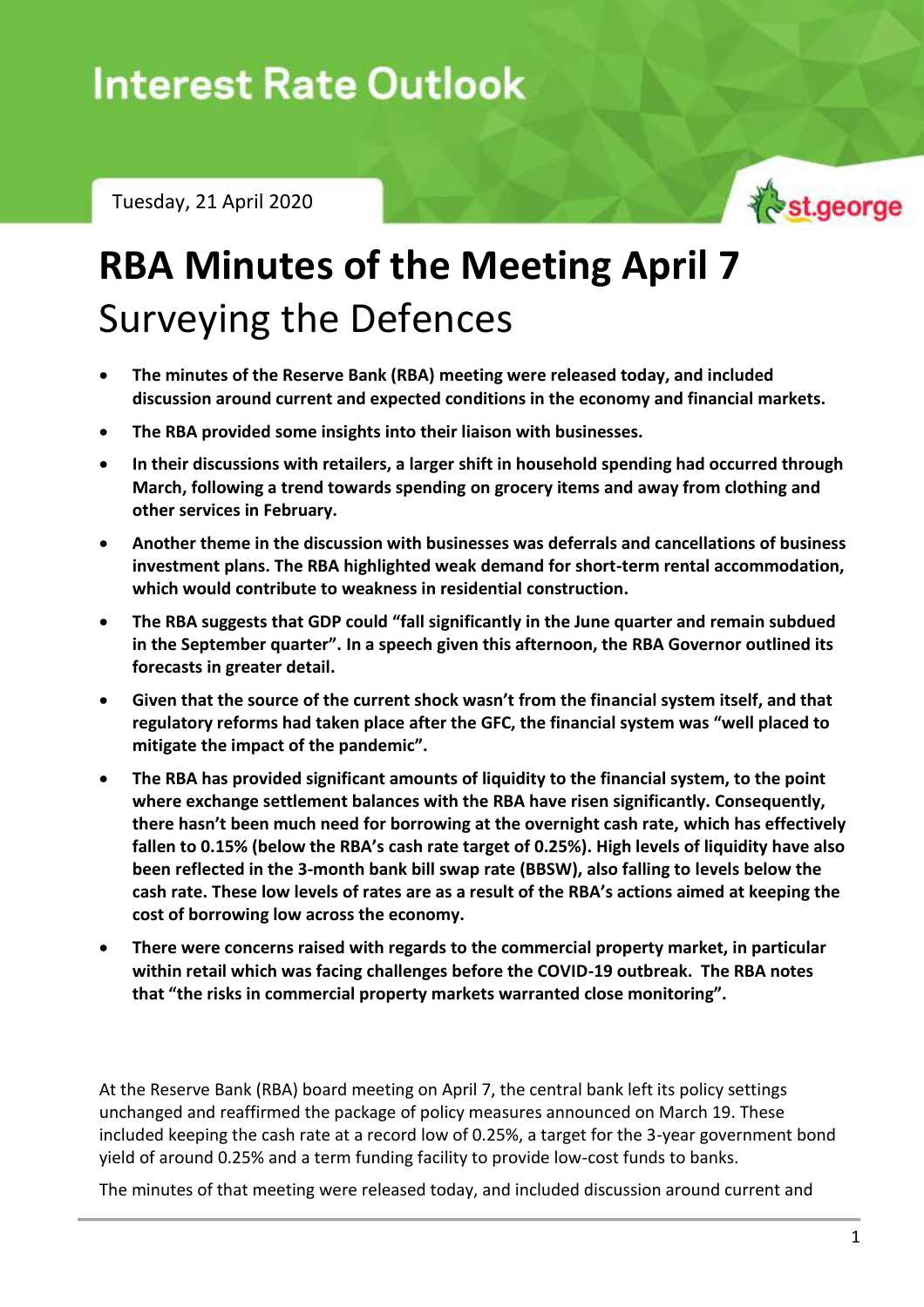Interest Rate Outlook

Tuesday, 21 April 2020

st.george

# RBA Minutes of the Meeting April 7

## Surveying the Defences

- **The minutes of the Reserve Bank (RBA) meeting were released today, and included discussion around current and expected conditions in the economy and financial markets.**
- **The RBA provided some insights into their liaison with businesses.**
- **In their discussions with retailers, a larger shift in household spending had occurred through March, following a trend towards spending on grocery items and away from clothing and other services in February.**
- **Another theme in the discussion with businesses was deferrals and cancellations of business investment plans. The RBA highlighted weak demand for short-term rental accommodation, which would contribute to weakness in residential construction.**
- **The RBA suggests that GDP could "fall significantly in the June quarter and remain subdued in the September quarter". In a speech given this afternoon, the RBA Governor outlined its forecasts in greater detail.**
- **Given that the source of the current shock wasn't from the financial system itself, and that regulatory reforms had taken place after the GFC, the financial system was "well placed to mitigate the impact of the pandemic".**
- **The RBA has provided significant amounts of liquidity to the financial system, to the point where exchange settlement balances with the RBA have risen significantly. Consequently, there hasn't been much need for borrowing at the overnight cash rate, which has effectively fallen to 0.15% (below the RBA's cash rate target of 0.25%). High levels of liquidity have also been reflected in the 3-month bank bill swap rate (BBSW), also falling to levels below the cash rate. These low levels of rates are as a result of the RBA's actions aimed at keeping the cost of borrowing low across the economy.**
- **There were concerns raised with regards to the commercial property market, in particular within retail which was facing challenges before the COVID-19 outbreak. The RBA notes that "the risks in commercial property markets warranted close monitoring".**

At the Reserve Bank (RBA) board meeting on April 7, the central bank left its policy settings unchanged and reaffirmed the package of policy measures announced on March 19. These included keeping the cash rate at a record low of 0.25%, a target for the 3-year government bond yield of around 0.25% and a term funding facility to provide low-cost funds to banks.

The minutes of that meeting were released today, and included discussion around current and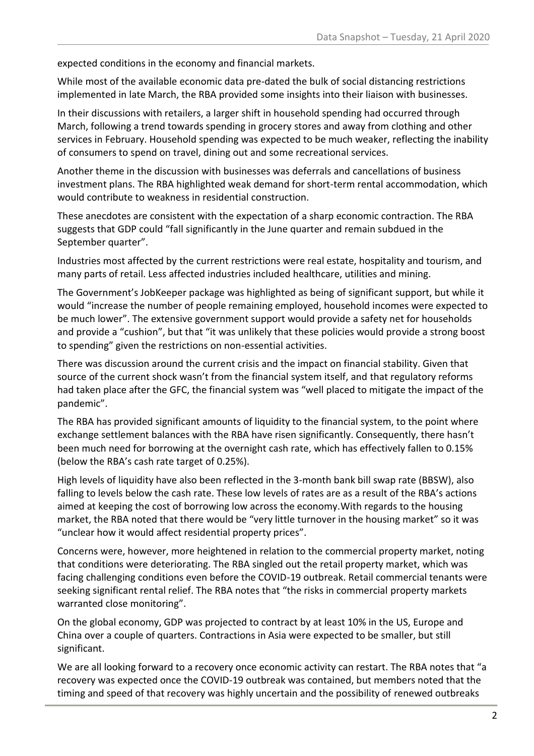expected conditions in the economy and financial markets.

While most of the available economic data pre-dated the bulk of social distancing restrictions implemented in late March, the RBA provided some insights into their liaison with businesses.

In their discussions with retailers, a larger shift in household spending had occurred through March, following a trend towards spending in grocery stores and away from clothing and other services in February. Household spending was expected to be much weaker, reflecting the inability of consumers to spend on travel, dining out and some recreational services.

Another theme in the discussion with businesses was deferrals and cancellations of business investment plans. The RBA highlighted weak demand for short-term rental accommodation, which would contribute to weakness in residential construction.

These anecdotes are consistent with the expectation of a sharp economic contraction. The RBA suggests that GDP could "fall significantly in the June quarter and remain subdued in the September quarter".

Industries most affected by the current restrictions were real estate, hospitality and tourism, and many parts of retail. Less affected industries included healthcare, utilities and mining.

The Government's JobKeeper package was highlighted as being of significant support, but while it would "increase the number of people remaining employed, household incomes were expected to be much lower". The extensive government support would provide a safety net for households and provide a "cushion", but that "it was unlikely that these policies would provide a strong boost to spending" given the restrictions on non-essential activities.

There was discussion around the current crisis and the impact on financial stability. Given that source of the current shock wasn't from the financial system itself, and that regulatory reforms had taken place after the GFC, the financial system was "well placed to mitigate the impact of the pandemic".

The RBA has provided significant amounts of liquidity to the financial system, to the point where exchange settlement balances with the RBA have risen significantly. Consequently, there hasn't been much need for borrowing at the overnight cash rate, which has effectively fallen to 0.15% (below the RBA's cash rate target of 0.25%).

High levels of liquidity have also been reflected in the 3-month bank bill swap rate (BBSW), also falling to levels below the cash rate. These low levels of rates are as a result of the RBA's actions aimed at keeping the cost of borrowing low across the economy.With regards to the housing market, the RBA noted that there would be "very little turnover in the housing market" so it was "unclear how it would affect residential property prices".

Concerns were, however, more heightened in relation to the commercial property market, noting that conditions were deteriorating. The RBA singled out the retail property market, which was facing challenging conditions even before the COVID-19 outbreak. Retail commercial tenants were seeking significant rental relief. The RBA notes that "the risks in commercial property markets warranted close monitoring".

On the global economy, GDP was projected to contract by at least 10% in the US, Europe and China over a couple of quarters. Contractions in Asia were expected to be smaller, but still significant.

We are all looking forward to a recovery once economic activity can restart. The RBA notes that "a recovery was expected once the COVID-19 outbreak was contained, but members noted that the timing and speed of that recovery was highly uncertain and the possibility of renewed outbreaks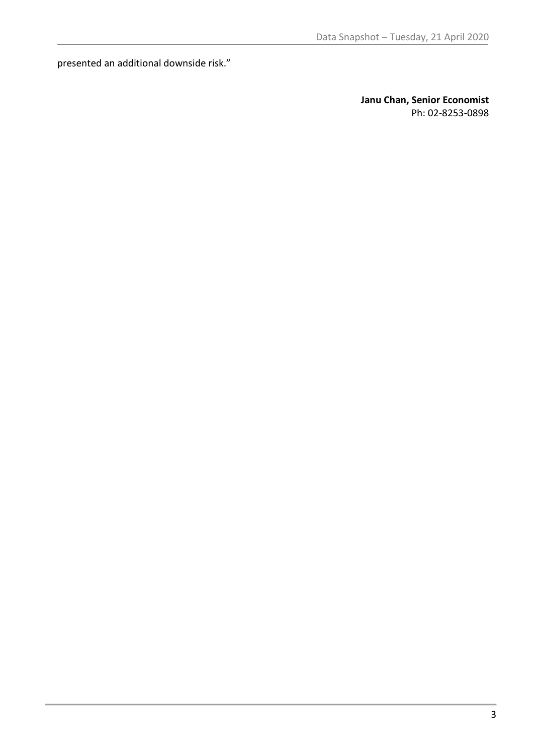presented an additional downside risk."

**Janu Chan, Senior Economist**
Ph: 02-8253-0898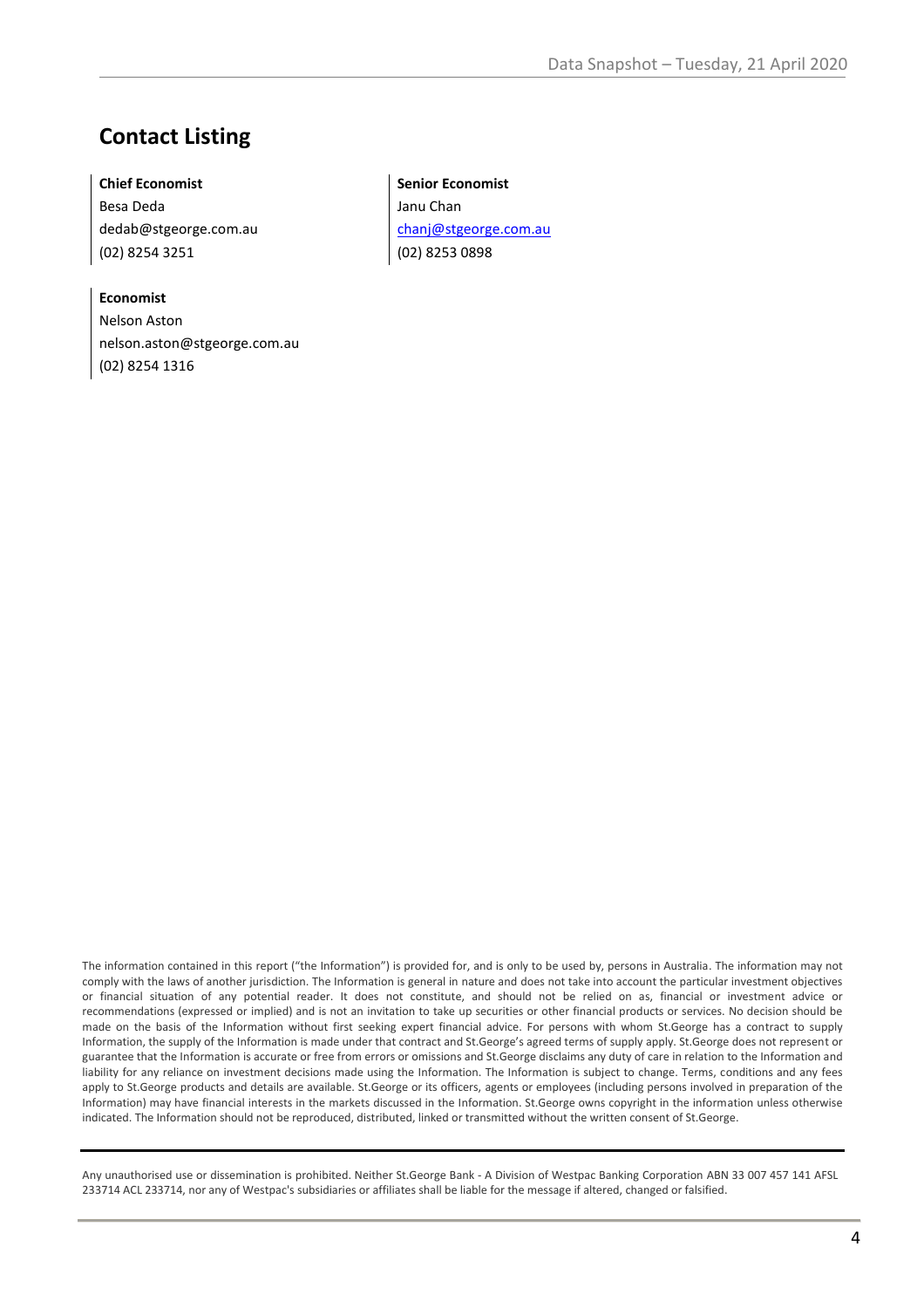## Contact Listing

**Chief Economist**
Besa Deda
dedab@stgeorge.com.au
(02) 8254 3251

**Senior Economist**
Janu Chan
chanj@stgeorge.com.au
(02) 8253 0898

**Economist**
Nelson Aston
nelson.aston@stgeorge.com.au
(02) 8254 1316

The information contained in this report ("the Information") is provided for, and is only to be used by, persons in Australia. The information may not comply with the laws of another jurisdiction. The Information is general in nature and does not take into account the particular investment objectives or financial situation of any potential reader. It does not constitute, and should not be relied on as, financial or investment advice or recommendations (expressed or implied) and is not an invitation to take up securities or other financial products or services. No decision should be made on the basis of the Information without first seeking expert financial advice. For persons with whom St.George has a contract to supply Information, the supply of the Information is made under that contract and St.George's agreed terms of supply apply. St.George does not represent or guarantee that the Information is accurate or free from errors or omissions and St.George disclaims any duty of care in relation to the Information and liability for any reliance on investment decisions made using the Information. The Information is subject to change. Terms, conditions and any fees apply to St.George products and details are available. St.George or its officers, agents or employees (including persons involved in preparation of the Information) may have financial interests in the markets discussed in the Information. St.George owns copyright in the information unless otherwise indicated. The Information should not be reproduced, distributed, linked or transmitted without the written consent of St.George.

Any unauthorised use or dissemination is prohibited. Neither St.George Bank - A Division of Westpac Banking Corporation ABN 33 007 457 141 AFSL 233714 ACL 233714, nor any of Westpac's subsidiaries or affiliates shall be liable for the message if altered, changed or falsified.